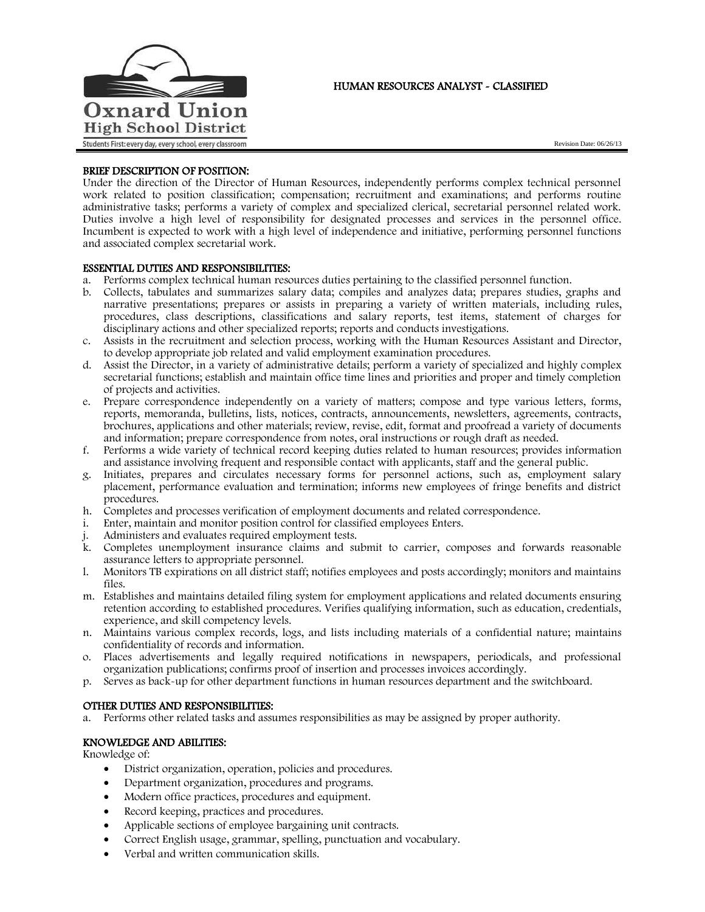Oxnard Union High School District

Students First: every day, every school, every classroom

# HUMAN RESOURCES ANALYST - CLASSIFIED

Revision Date: 06/26/13

## BRIEF DESCRIPTION OF POSITION:

Under the direction of the Director of Human Resources, independently performs complex technical personnel work related to position classification; compensation; recruitment and examinations; and performs routine administrative tasks; performs a variety of complex and specialized clerical, secretarial personnel related work. Duties involve a high level of responsibility for designated processes and services in the personnel office. Incumbent is expected to work with a high level of independence and initiative, performing personnel functions and associated complex secretarial work.

## ESSENTIAL DUTIES AND RESPONSIBILITIES:

a. Performs complex technical human resources duties pertaining to the classified personnel function.
b. Collects, tabulates and summarizes salary data; compiles and analyzes data; prepares studies, graphs and narrative presentations; prepares or assists in preparing a variety of written materials, including rules, procedures, class descriptions, classifications and salary reports, test items, statement of charges for disciplinary actions and other specialized reports; reports and conducts investigations.
c. Assists in the recruitment and selection process, working with the Human Resources Assistant and Director, to develop appropriate job related and valid employment examination procedures.
d. Assist the Director, in a variety of administrative details; perform a variety of specialized and highly complex secretarial functions; establish and maintain office time lines and priorities and proper and timely completion of projects and activities.
e. Prepare correspondence independently on a variety of matters; compose and type various letters, forms, reports, memoranda, bulletins, lists, notices, contracts, announcements, newsletters, agreements, contracts, brochures, applications and other materials; review, revise, edit, format and proofread a variety of documents and information; prepare correspondence from notes, oral instructions or rough draft as needed.
f. Performs a wide variety of technical record keeping duties related to human resources; provides information and assistance involving frequent and responsible contact with applicants, staff and the general public.
g. Initiates, prepares and circulates necessary forms for personnel actions, such as, employment salary placement, performance evaluation and termination; informs new employees of fringe benefits and district procedures.
h. Completes and processes verification of employment documents and related correspondence.
i. Enter, maintain and monitor position control for classified employees Enters.
j. Administers and evaluates required employment tests.
k. Completes unemployment insurance claims and submit to carrier, composes and forwards reasonable assurance letters to appropriate personnel.
l. Monitors TB expirations on all district staff; notifies employees and posts accordingly; monitors and maintains files.
m. Establishes and maintains detailed filing system for employment applications and related documents ensuring retention according to established procedures. Verifies qualifying information, such as education, credentials, experience, and skill competency levels.
n. Maintains various complex records, logs, and lists including materials of a confidential nature; maintains confidentiality of records and information.
o. Places advertisements and legally required notifications in newspapers, periodicals, and professional organization publications; confirms proof of insertion and processes invoices accordingly.
p. Serves as back-up for other department functions in human resources department and the switchboard.

## OTHER DUTIES AND RESPONSIBILITIES:

a. Performs other related tasks and assumes responsibilities as may be assigned by proper authority.

## KNOWLEDGE AND ABILITIES:

Knowledge of:

- District organization, operation, policies and procedures.
- Department organization, procedures and programs.
- Modern office practices, procedures and equipment.
- Record keeping, practices and procedures.
- Applicable sections of employee bargaining unit contracts.
- Correct English usage, grammar, spelling, punctuation and vocabulary.
- Verbal and written communication skills.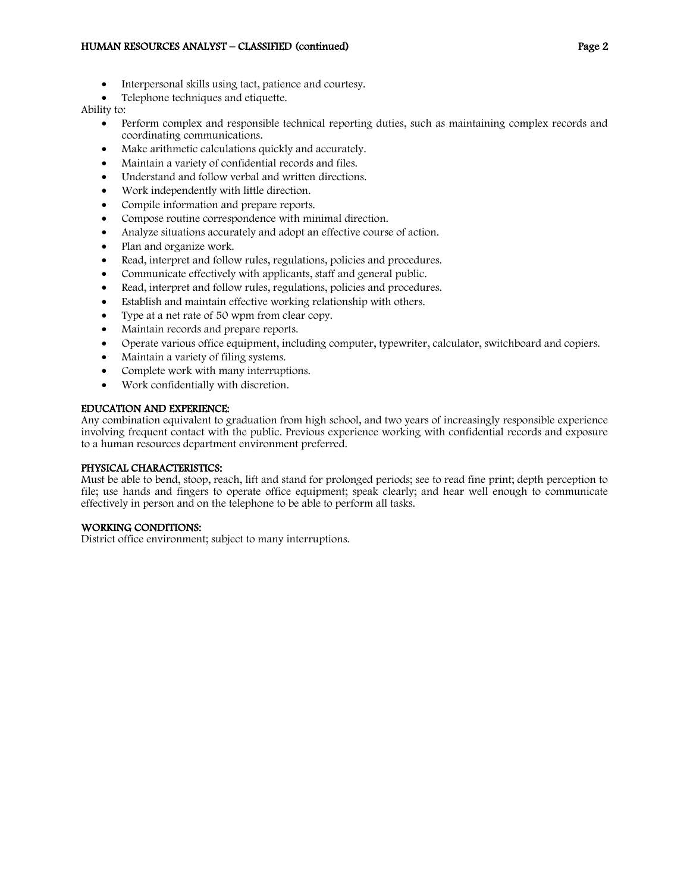- Interpersonal skills using tact, patience and courtesy.
- Telephone techniques and etiquette.

Ability to:

- Perform complex and responsible technical reporting duties, such as maintaining complex records and coordinating communications.
- Make arithmetic calculations quickly and accurately.
- Maintain a variety of confidential records and files.
- Understand and follow verbal and written directions.
- Work independently with little direction.
- Compile information and prepare reports.
- Compose routine correspondence with minimal direction.
- Analyze situations accurately and adopt an effective course of action.
- Plan and organize work.
- Read, interpret and follow rules, regulations, policies and procedures.
- Communicate effectively with applicants, staff and general public.
- Read, interpret and follow rules, regulations, policies and procedures.
- Establish and maintain effective working relationship with others.
- Type at a net rate of 50 wpm from clear copy.
- Maintain records and prepare reports.
- Operate various office equipment, including computer, typewriter, calculator, switchboard and copiers.
- Maintain a variety of filing systems.
- Complete work with many interruptions.
- Work confidentially with discretion.

**EDUCATION AND EXPERIENCE:**

Any combination equivalent to graduation from high school, and two years of increasingly responsible experience involving frequent contact with the public. Previous experience working with confidential records and exposure to a human resources department environment preferred.

**PHYSICAL CHARACTERISTICS:**

Must be able to bend, stoop, reach, lift and stand for prolonged periods; see to read fine print; depth perception to file; use hands and fingers to operate office equipment; speak clearly; and hear well enough to communicate effectively in person and on the telephone to be able to perform all tasks.

**WORKING CONDITIONS:**

District office environment; subject to many interruptions.